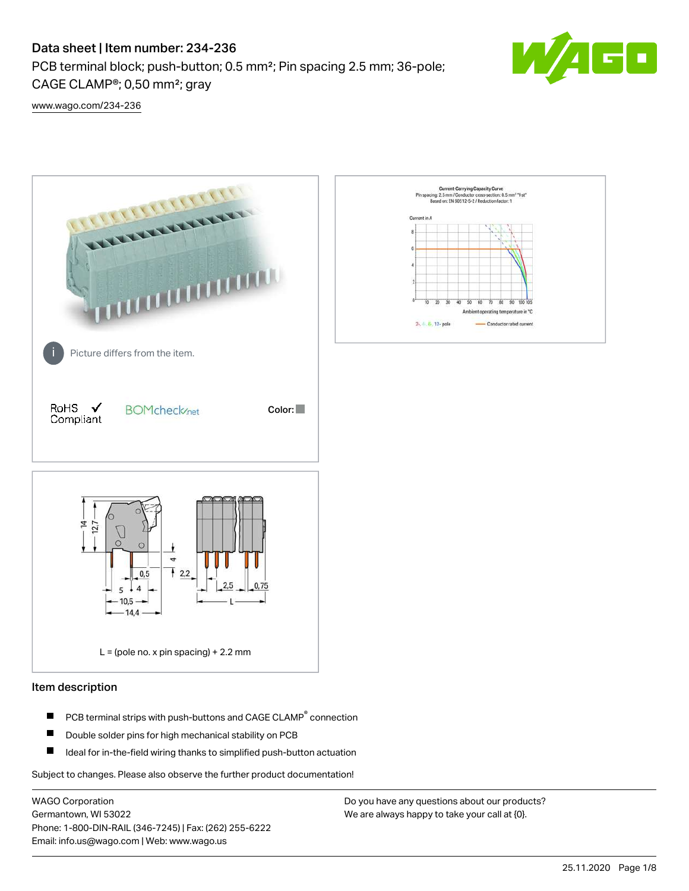# Data sheet | Item number: 234-236

PCB terminal block; push-button; 0.5 mm²; Pin spacing 2.5 mm; 36-pole; CAGE CLAMP®; 0,50 mm²; gray

www.wago.com/234-236

Picture differs from the item.

RoHS ✓ Compliant

BOMcheck.net

Color:

L = (pole no. x pin spacing) + 2.2 mm

## Item description

- PCB terminal strips with push-buttons and CAGE CLAMP® connection
- Double solder pins for high mechanical stability on PCB
- Ideal for in-the-field wiring thanks to simplified push-button actuation

Subject to changes. Please also observe the further product documentation!

WAGO Corporation
Germantown, WI 53022
Phone: 1-800-DIN-RAIL (346-7245) | Fax: (262) 255-6222
Email: info.us@wago.com | Web: www.wago.us

Do you have any questions about our products?
We are always happy to take your call at {0}.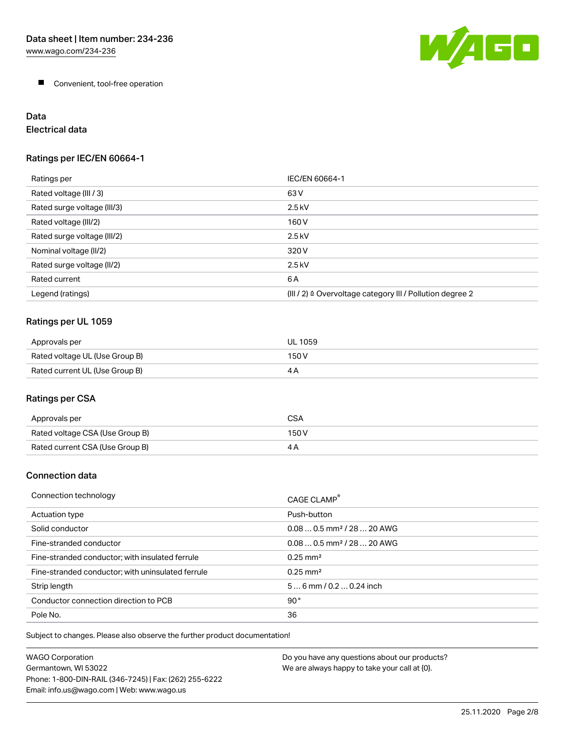- Convenient, tool-free operation

## Data

### Electrical data

#### Ratings per IEC/EN 60664-1

| Ratings per | IEC/EN 60664-1 |
| --- | --- |
| Rated voltage (III / 3) | 63 V |
| Rated surge voltage (III/3) | 2.5 kV |
| Rated voltage (III/2) | 160 V |
| Rated surge voltage (III/2) | 2.5 kV |
| Nominal voltage (II/2) | 320 V |
| Rated surge voltage (II/2) | 2.5 kV |
| Rated current | 6 A |
| Legend (ratings) | (III / 2) ≙ Overvoltage category III / Pollution degree 2 |

#### Ratings per UL 1059

| Approvals per | UL 1059 |
| --- | --- |
| Rated voltage UL (Use Group B) | 150 V |
| Rated current UL (Use Group B) | 4 A |

#### Ratings per CSA

| Approvals per | CSA |
| --- | --- |
| Rated voltage CSA (Use Group B) | 150 V |
| Rated current CSA (Use Group B) | 4 A |

### Connection data

| Connection technology | CAGE CLAMP® |
| --- | --- |
| Actuation type | Push-button |
| Solid conductor | 0.08 … 0.5 mm² / 28 … 20 AWG |
| Fine-stranded conductor | 0.08 … 0.5 mm² / 28 … 20 AWG |
| Fine-stranded conductor; with insulated ferrule | 0.25 mm² |
| Fine-stranded conductor; with uninsulated ferrule | 0.25 mm² |
| Strip length | 5 … 6 mm / 0.2 … 0.24 inch |
| Conductor connection direction to PCB | 90° |
| Pole No. | 36 |

Subject to changes. Please also observe the further product documentation!

WAGO Corporation
Germantown, WI 53022
Phone: 1-800-DIN-RAIL (346-7245) | Fax: (262) 255-6222
Email: info.us@wago.com | Web: www.wago.us

Do you have any questions about our products?
We are always happy to take your call at {0}.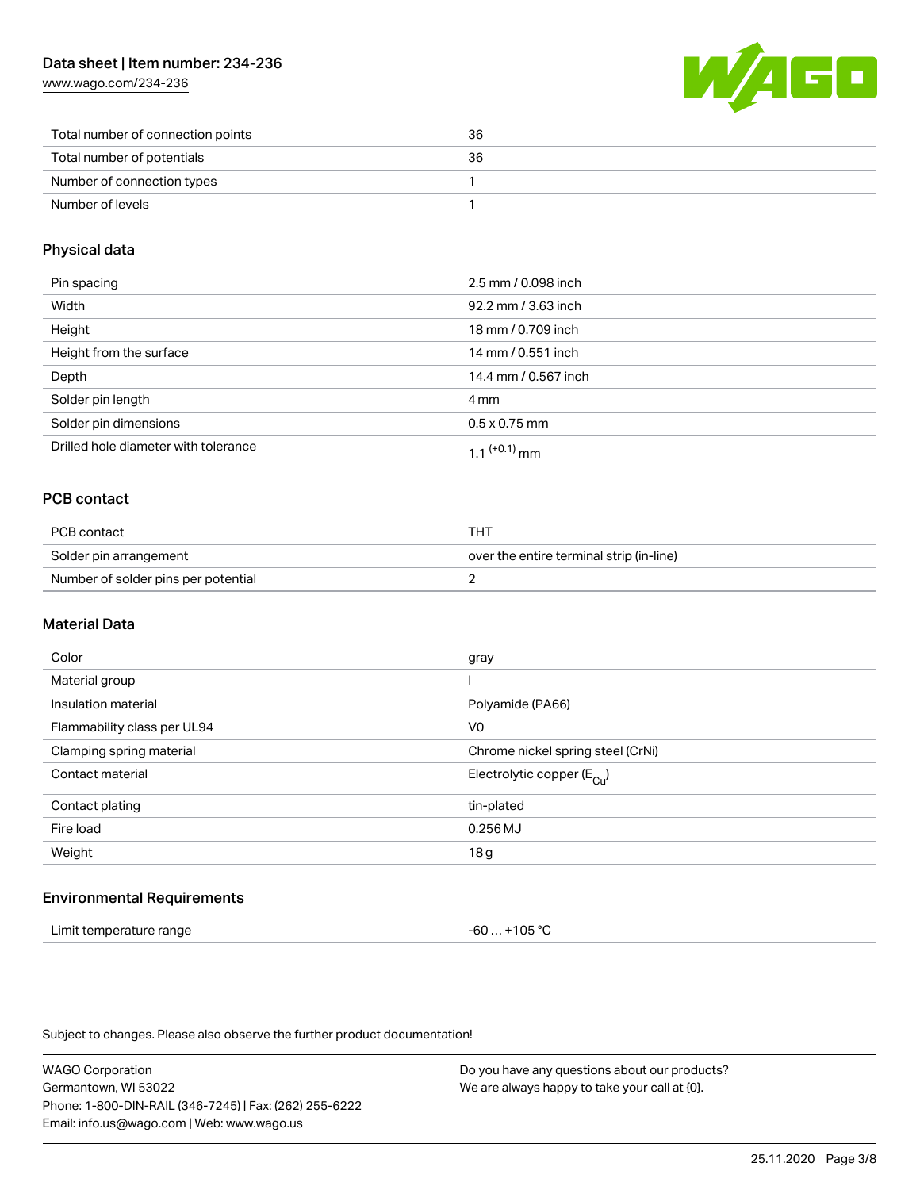| | |
|---|---|
| Total number of connection points | 36 |
| Total number of potentials | 36 |
| Number of connection types | 1 |
| Number of levels | 1 |

## Physical data

| | |
|---|---|
| Pin spacing | 2.5 mm / 0.098 inch |
| Width | 92.2 mm / 3.63 inch |
| Height | 18 mm / 0.709 inch |
| Height from the surface | 14 mm / 0.551 inch |
| Depth | 14.4 mm / 0.567 inch |
| Solder pin length | 4 mm |
| Solder pin dimensions | 0.5 x 0.75 mm |
| Drilled hole diameter with tolerance | $1.1^{(+0.1)}$ mm |

## PCB contact

| | |
|---|---|
| PCB contact | THT |
| Solder pin arrangement | over the entire terminal strip (in-line) |
| Number of solder pins per potential | 2 |

## Material Data

| | |
|---|---|
| Color | gray |
| Material group | I |
| Insulation material | Polyamide (PA66) |
| Flammability class per UL94 | V0 |
| Clamping spring material | Chrome nickel spring steel (CrNi) |
| Contact material | Electrolytic copper ($E_{Cu}$) |
| Contact plating | tin-plated |
| Fire load | 0.256 MJ |
| Weight | 18 g |

## Environmental Requirements

| | |
|---|---|
| Limit temperature range | -60 … +105 °C |

Subject to changes. Please also observe the further product documentation!

WAGO Corporation
Germantown, WI 53022
Phone: 1-800-DIN-RAIL (346-7245) | Fax: (262) 255-6222
Email: info.us@wago.com | Web: www.wago.us

Do you have any questions about our products?
We are always happy to take your call at {0}.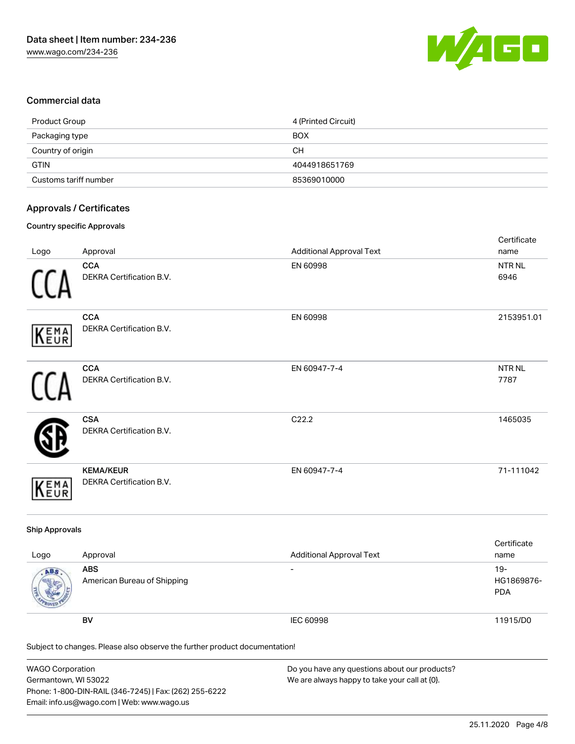## Commercial data

| | |
|---|---|
| Product Group | 4 (Printed Circuit) |
| Packaging type | BOX |
| Country of origin | CH |
| GTIN | 4044918651769 |
| Customs tariff number | 85369010000 |

## Approvals / Certificates

### Country specific Approvals

| Logo | Approval | Additional Approval Text | Certificate name |
|---|---|---|---|
| | **CCA**<br>DEKRA Certification B.V. | EN 60998 | NTR NL 6946 |
| | **CCA**<br>DEKRA Certification B.V. | EN 60998 | 2153951.01 |
| | **CCA**<br>DEKRA Certification B.V. | EN 60947-7-4 | NTR NL 7787 |
| | **CSA**<br>DEKRA Certification B.V. | C22.2 | 1465035 |
| | **KEMA/KEUR**<br>DEKRA Certification B.V. | EN 60947-7-4 | 71-111042 |

### Ship Approvals

| Logo | Approval | Additional Approval Text | Certificate name |
|---|---|---|---|
| | **ABS**<br>American Bureau of Shipping | - | 19-HG1869876-PDA |
| | **BV** | IEC 60998 | 11915/D0 |

Subject to changes. Please also observe the further product documentation!

WAGO Corporation
Germantown, WI 53022
Phone: 1-800-DIN-RAIL (346-7245) | Fax: (262) 255-6222
Email: info.us@wago.com | Web: www.wago.us

Do you have any questions about our products?
We are always happy to take your call at {0}.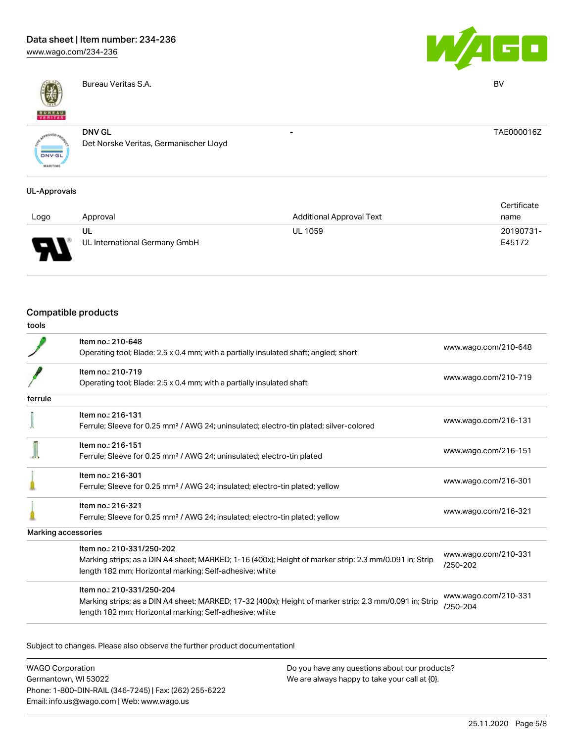| | | | |
|---|---|---|---|
| | Bureau Veritas S.A. | | BV |
| | DNV GL<br>Det Norske Veritas, Germanischer Lloyd | - | TAE000016Z |

### UL-Approvals

| Logo | Approval | Additional Approval Text | Certificate name |
|---|---|---|---|
| | UL<br>UL International Germany GmbH | UL 1059 | 20190731-E45172 |

## Compatible products

**tools**

| | | |
|---|---|---|
| | Item no.: 210-648<br>Operating tool; Blade: 2.5 x 0.4 mm; with a partially insulated shaft; angled; short | www.wago.com/210-648 |
| | Item no.: 210-719<br>Operating tool; Blade: 2.5 x 0.4 mm; with a partially insulated shaft | www.wago.com/210-719 |

**ferrule**

| | | |
|---|---|---|
| | Item no.: 216-131<br>Ferrule; Sleeve for 0.25 mm² / AWG 24; uninsulated; electro-tin plated; silver-colored | www.wago.com/216-131 |
| | Item no.: 216-151<br>Ferrule; Sleeve for 0.25 mm² / AWG 24; uninsulated; electro-tin plated | www.wago.com/216-151 |
| | Item no.: 216-301<br>Ferrule; Sleeve for 0.25 mm² / AWG 24; insulated; electro-tin plated; yellow | www.wago.com/216-301 |
| | Item no.: 216-321<br>Ferrule; Sleeve for 0.25 mm² / AWG 24; insulated; electro-tin plated; yellow | www.wago.com/216-321 |

**Marking accessories**

| | | |
|---|---|---|
| | Item no.: 210-331/250-202<br>Marking strips; as a DIN A4 sheet; MARKED; 1-16 (400x); Height of marker strip: 2.3 mm/0.091 in; Strip length 182 mm; Horizontal marking; Self-adhesive; white | www.wago.com/210-331/250-202 |
| | Item no.: 210-331/250-204<br>Marking strips; as a DIN A4 sheet; MARKED; 17-32 (400x); Height of marker strip: 2.3 mm/0.091 in; Strip length 182 mm; Horizontal marking; Self-adhesive; white | www.wago.com/210-331/250-204 |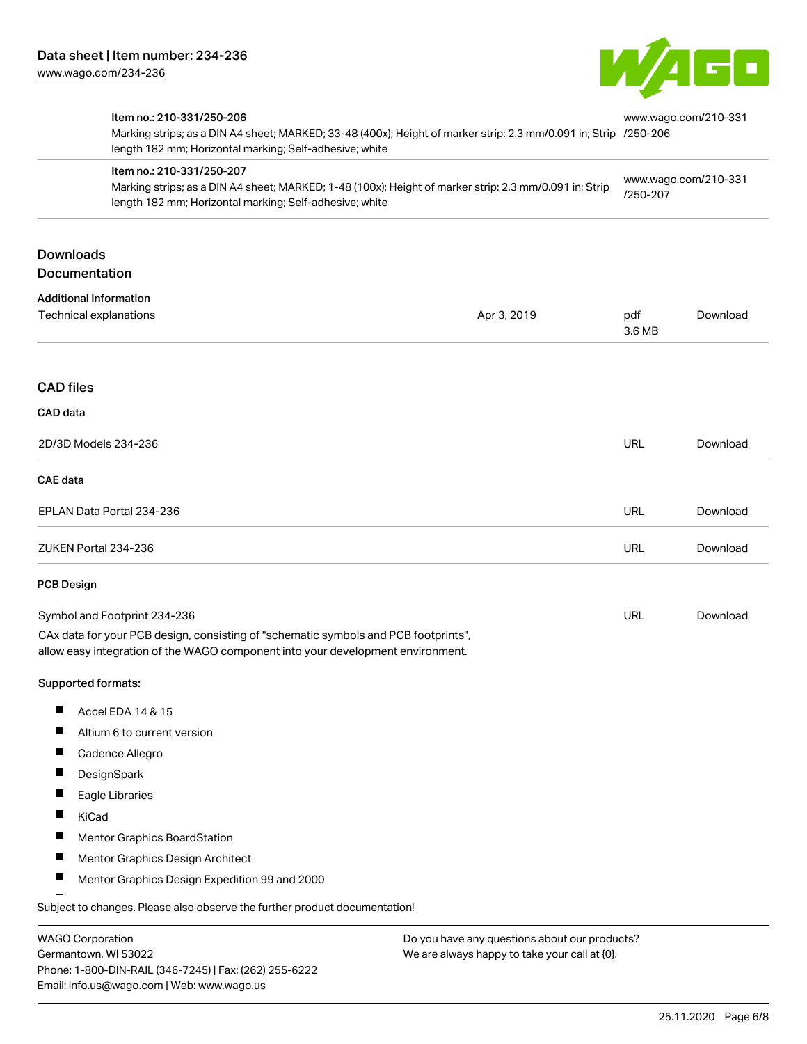| Item | Link |
| --- | --- |
| **Item no.: 210-331/250-206**<br>Marking strips; as a DIN A4 sheet; MARKED; 33-48 (400x); Height of marker strip: 2.3 mm/0.091 in; Strip length 182 mm; Horizontal marking; Self-adhesive; white | www.wago.com/210-331/250-206 |
| **Item no.: 210-331/250-207**<br>Marking strips; as a DIN A4 sheet; MARKED; 1-48 (100x); Height of marker strip: 2.3 mm/0.091 in; Strip length 182 mm; Horizontal marking; Self-adhesive; white | www.wago.com/210-331/250-207 |

## Downloads

## Documentation

### Additional Information

| | | | |
| --- | --- | --- | --- |
| Technical explanations | Apr 3, 2019 | pdf 3.6 MB | Download |

## CAD files

### CAD data

| | | |
| --- | --- | --- |
| 2D/3D Models 234-236 | URL | Download |

### CAE data

| | | |
| --- | --- | --- |
| EPLAN Data Portal 234-236 | URL | Download |
| ZUKEN Portal 234-236 | URL | Download |

### PCB Design

| | | |
| --- | --- | --- |
| Symbol and Footprint 234-236 | URL | Download |

CAx data for your PCB design, consisting of "schematic symbols and PCB footprints", allow easy integration of the WAGO component into your development environment.

Supported formats:

- Accel EDA 14 & 15
- Altium 6 to current version
- Cadence Allegro
- DesignSpark
- Eagle Libraries
- KiCad
- Mentor Graphics BoardStation
- Mentor Graphics Design Architect
- Mentor Graphics Design Expedition 99 and 2000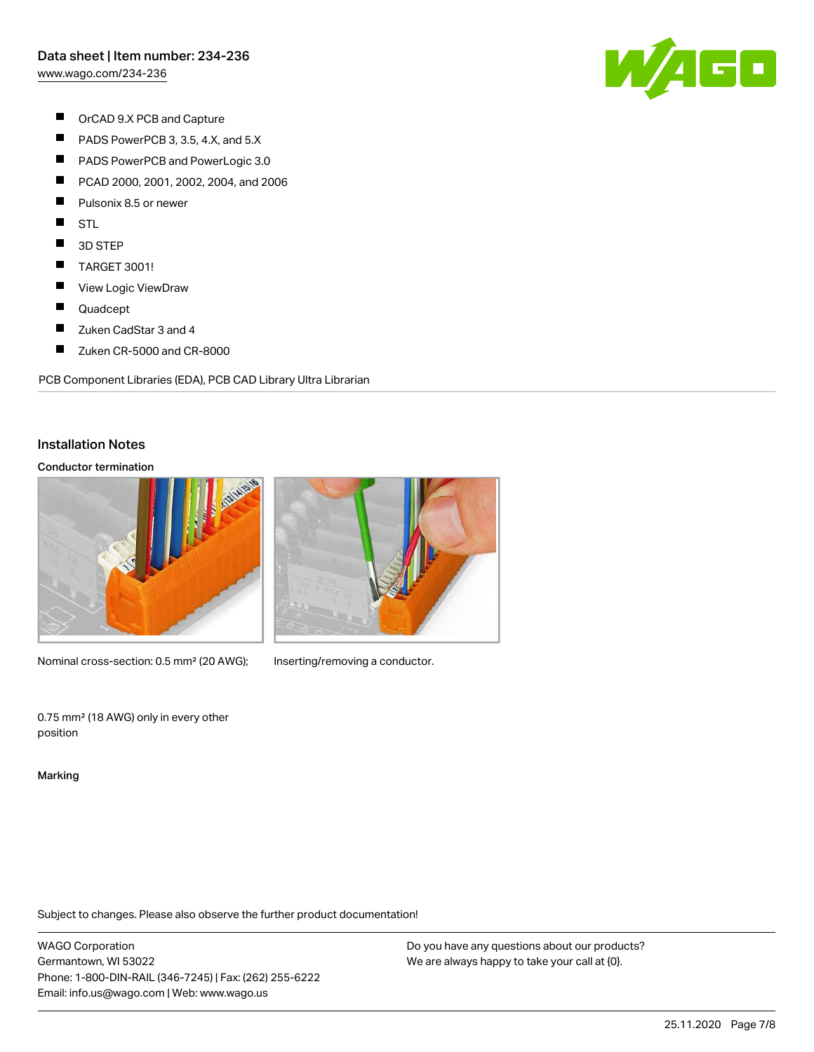- OrCAD 9.X PCB and Capture
- PADS PowerPCB 3, 3.5, 4.X, and 5.X
- PADS PowerPCB and PowerLogic 3.0
- PCAD 2000, 2001, 2002, 2004, and 2006
- Pulsonix 8.5 or newer
- STL
- 3D STEP
- TARGET 3001!
- View Logic ViewDraw
- Quadcept
- Zuken CadStar 3 and 4
- Zuken CR-5000 and CR-8000

PCB Component Libraries (EDA), PCB CAD Library Ultra Librarian

## Installation Notes

### Conductor termination

Nominal cross-section: 0.5 mm² (20 AWG);

Inserting/removing a conductor.

0.75 mm² (18 AWG) only in every other position

### Marking

Subject to changes. Please also observe the further product documentation!

WAGO Corporation
Germantown, WI 53022
Phone: 1-800-DIN-RAIL (346-7245) | Fax: (262) 255-6222
Email: info.us@wago.com | Web: www.wago.us

Do you have any questions about our products?
We are always happy to take your call at {0}.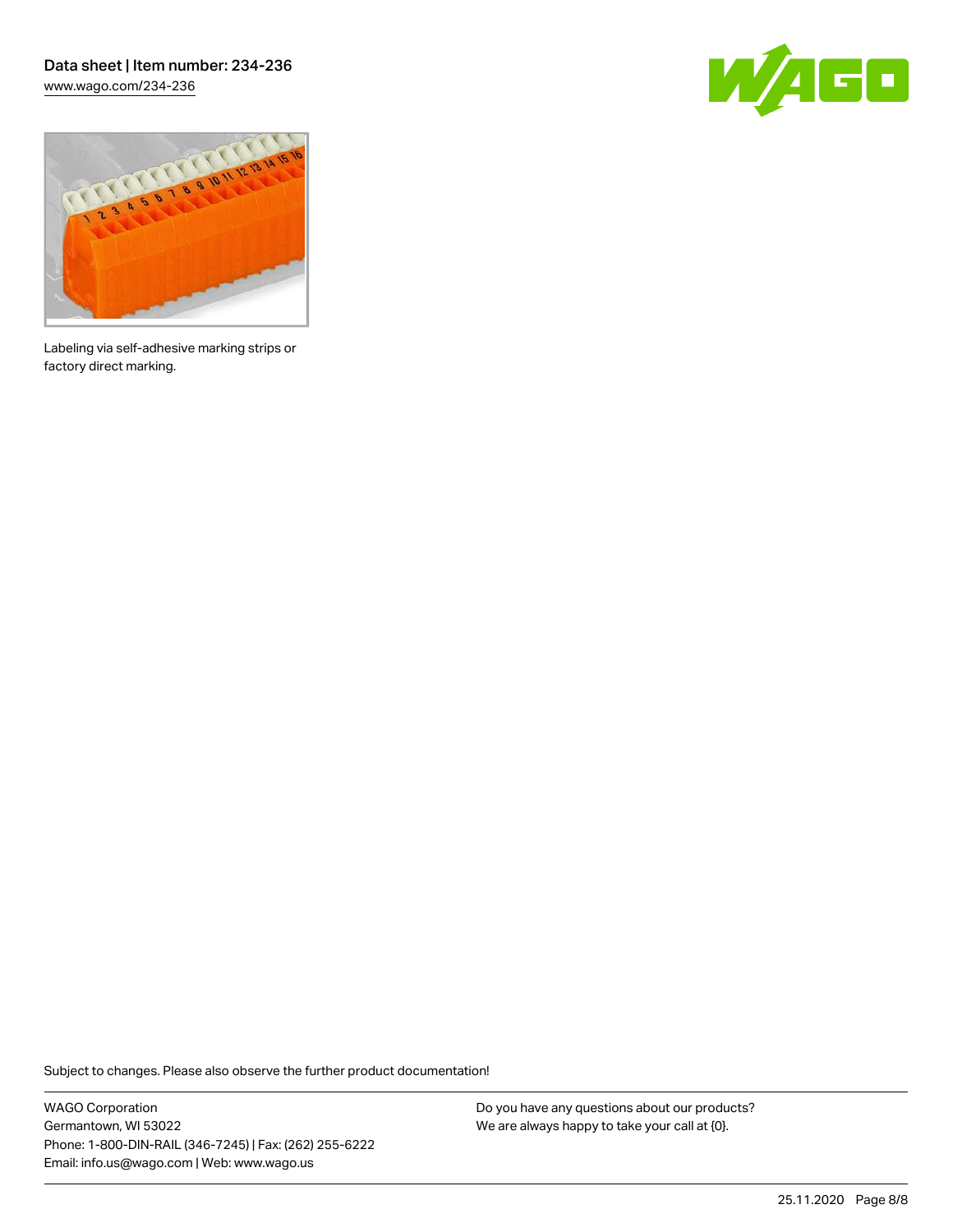Labeling via self-adhesive marking strips or factory direct marking.

Subject to changes. Please also observe the further product documentation!

WAGO Corporation
Germantown, WI 53022
Phone: 1-800-DIN-RAIL (346-7245) | Fax: (262) 255-6222
Email: info.us@wago.com | Web: www.wago.us

Do you have any questions about our products?
We are always happy to take your call at {0}.